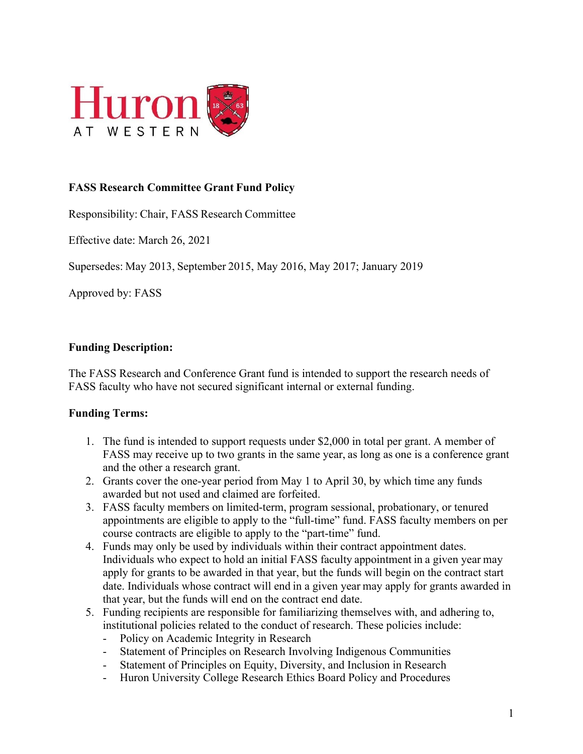**FASS Research Committee Grant Fund Policy**

Responsibility: Chair, FASS Research Committee

Effective date: March 26, 2021

Supersedes: May 2013, September 2015, May 2016, May 2017; January 2019

Approved by: FASS

**Funding Description:**

The FASS Research and Conference Grant fund is intended to support the research needs of FASS faculty who have not secured significant internal or external funding.

**Funding Terms:**

1. The fund is intended to support requests under $2,000 in total per grant. A member of FASS may receive up to two grants in the same year, as long as one is a conference grant and the other a research grant.
2. Grants cover the one-year period from May 1 to April 30, by which time any funds awarded but not used and claimed are forfeited.
3. FASS faculty members on limited-term, program sessional, probationary, or tenured appointments are eligible to apply to the "full-time" fund. FASS faculty members on per course contracts are eligible to apply to the "part-time" fund.
4. Funds may only be used by individuals within their contract appointment dates. Individuals who expect to hold an initial FASS faculty appointment in a given year may apply for grants to be awarded in that year, but the funds will begin on the contract start date. Individuals whose contract will end in a given year may apply for grants awarded in that year, but the funds will end on the contract end date.
5. Funding recipients are responsible for familiarizing themselves with, and adhering to, institutional policies related to the conduct of research. These policies include:
   - Policy on Academic Integrity in Research
   - Statement of Principles on Research Involving Indigenous Communities
   - Statement of Principles on Equity, Diversity, and Inclusion in Research
   - Huron University College Research Ethics Board Policy and Procedures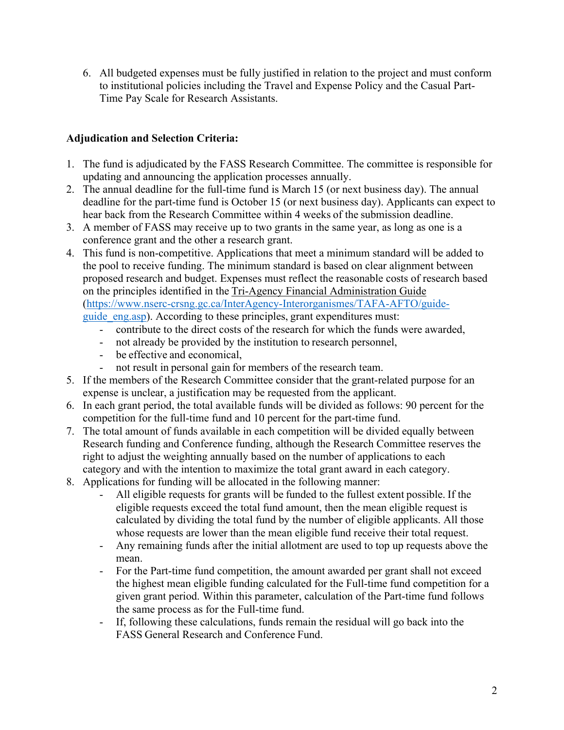6. All budgeted expenses must be fully justified in relation to the project and must conform to institutional policies including the Travel and Expense Policy and the Casual Part-Time Pay Scale for Research Assistants.

**Adjudication and Selection Criteria:**

1. The fund is adjudicated by the FASS Research Committee. The committee is responsible for updating and announcing the application processes annually.
2. The annual deadline for the full-time fund is March 15 (or next business day). The annual deadline for the part-time fund is October 15 (or next business day). Applicants can expect to hear back from the Research Committee within 4 weeks of the submission deadline.
3. A member of FASS may receive up to two grants in the same year, as long as one is a conference grant and the other a research grant.
4. This fund is non-competitive. Applications that meet a minimum standard will be added to the pool to receive funding. The minimum standard is based on clear alignment between proposed research and budget. Expenses must reflect the reasonable costs of research based on the principles identified in the Tri-Agency Financial Administration Guide (https://www.nserc-crsng.gc.ca/InterAgency-Interorganismes/TAFA-AFTO/guide-guide_eng.asp). According to these principles, grant expenditures must:
    - contribute to the direct costs of the research for which the funds were awarded,
    - not already be provided by the institution to research personnel,
    - be effective and economical,
    - not result in personal gain for members of the research team.
5. If the members of the Research Committee consider that the grant-related purpose for an expense is unclear, a justification may be requested from the applicant.
6. In each grant period, the total available funds will be divided as follows: 90 percent for the competition for the full-time fund and 10 percent for the part-time fund.
7. The total amount of funds available in each competition will be divided equally between Research funding and Conference funding, although the Research Committee reserves the right to adjust the weighting annually based on the number of applications to each category and with the intention to maximize the total grant award in each category.
8. Applications for funding will be allocated in the following manner:
    - All eligible requests for grants will be funded to the fullest extent possible. If the eligible requests exceed the total fund amount, then the mean eligible request is calculated by dividing the total fund by the number of eligible applicants. All those whose requests are lower than the mean eligible fund receive their total request.
    - Any remaining funds after the initial allotment are used to top up requests above the mean.
    - For the Part-time fund competition, the amount awarded per grant shall not exceed the highest mean eligible funding calculated for the Full-time fund competition for a given grant period. Within this parameter, calculation of the Part-time fund follows the same process as for the Full-time fund.
    - If, following these calculations, funds remain the residual will go back into the FASS General Research and Conference Fund.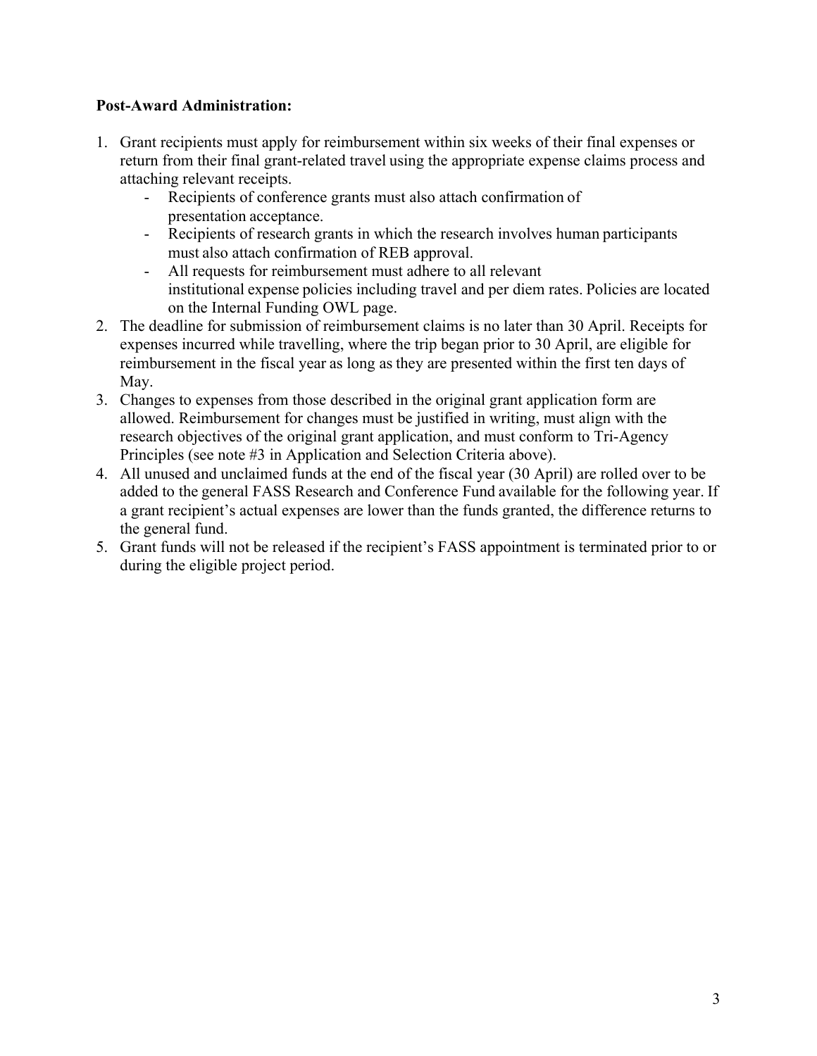**Post-Award Administration:**

1. Grant recipients must apply for reimbursement within six weeks of their final expenses or return from their final grant-related travel using the appropriate expense claims process and attaching relevant receipts.
   - Recipients of conference grants must also attach confirmation of presentation acceptance.
   - Recipients of research grants in which the research involves human participants must also attach confirmation of REB approval.
   - All requests for reimbursement must adhere to all relevant institutional expense policies including travel and per diem rates. Policies are located on the Internal Funding OWL page.
2. The deadline for submission of reimbursement claims is no later than 30 April. Receipts for expenses incurred while travelling, where the trip began prior to 30 April, are eligible for reimbursement in the fiscal year as long as they are presented within the first ten days of May.
3. Changes to expenses from those described in the original grant application form are allowed. Reimbursement for changes must be justified in writing, must align with the research objectives of the original grant application, and must conform to Tri-Agency Principles (see note #3 in Application and Selection Criteria above).
4. All unused and unclaimed funds at the end of the fiscal year (30 April) are rolled over to be added to the general FASS Research and Conference Fund available for the following year. If a grant recipient's actual expenses are lower than the funds granted, the difference returns to the general fund.
5. Grant funds will not be released if the recipient's FASS appointment is terminated prior to or during the eligible project period.